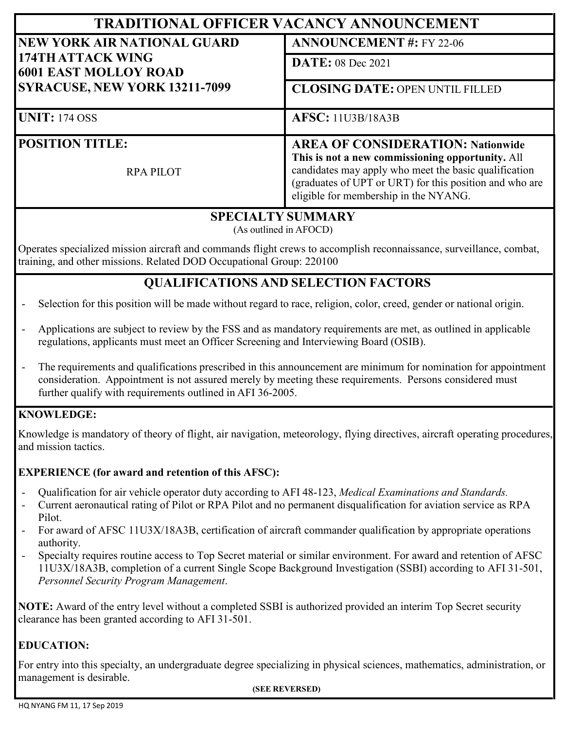# TRADITIONAL OFFICER VACANCY ANNOUNCEMENT

| | |
|---|---|
| **NEW YORK AIR NATIONAL GUARD**<br>**174TH ATTACK WING**<br>**6001 EAST MOLLOY ROAD**<br>**SYRACUSE, NEW YORK 13211-7099** | **ANNOUNCEMENT #:** FY 22-06<br>**DATE:** 08 Dec 2021<br>**CLOSING DATE:** OPEN UNTIL FILLED |
| **UNIT:** 174 OSS | **AFSC:** 11U3B/18A3B |
| **POSITION TITLE:**<br>RPA PILOT | **AREA OF CONSIDERATION: Nationwide**<br>**This is not a new commissioning opportunity.** All candidates may apply who meet the basic qualification (graduates of UPT or URT) for this position and who are eligible for membership in the NYANG. |

## SPECIALTY SUMMARY

(As outlined in AFOCD)

Operates specialized mission aircraft and commands flight crews to accomplish reconnaissance, surveillance, combat, training, and other missions. Related DOD Occupational Group: 220100

## QUALIFICATIONS AND SELECTION FACTORS

- Selection for this position will be made without regard to race, religion, color, creed, gender or national origin.
- Applications are subject to review by the FSS and as mandatory requirements are met, as outlined in applicable regulations, applicants must meet an Officer Screening and Interviewing Board (OSIB).
- The requirements and qualifications prescribed in this announcement are minimum for nomination for appointment consideration. Appointment is not assured merely by meeting these requirements. Persons considered must further qualify with requirements outlined in AFI 36-2005.

**KNOWLEDGE:**

Knowledge is mandatory of theory of flight, air navigation, meteorology, flying directives, aircraft operating procedures, and mission tactics.

**EXPERIENCE (for award and retention of this AFSC):**

- Qualification for air vehicle operator duty according to AFI 48-123, *Medical Examinations and Standards.*
- Current aeronautical rating of Pilot or RPA Pilot and no permanent disqualification for aviation service as RPA Pilot.
- For award of AFSC 11U3X/18A3B, certification of aircraft commander qualification by appropriate operations authority.
- Specialty requires routine access to Top Secret material or similar environment. For award and retention of AFSC 11U3X/18A3B, completion of a current Single Scope Background Investigation (SSBI) according to AFI 31-501, *Personnel Security Program Management*.

**NOTE:** Award of the entry level without a completed SSBI is authorized provided an interim Top Secret security clearance has been granted according to AFI 31-501.

**EDUCATION:**

For entry into this specialty, an undergraduate degree specializing in physical sciences, mathematics, administration, or management is desirable.

**(SEE REVERSED)**

HQ NYANG FM 11, 17 Sep 2019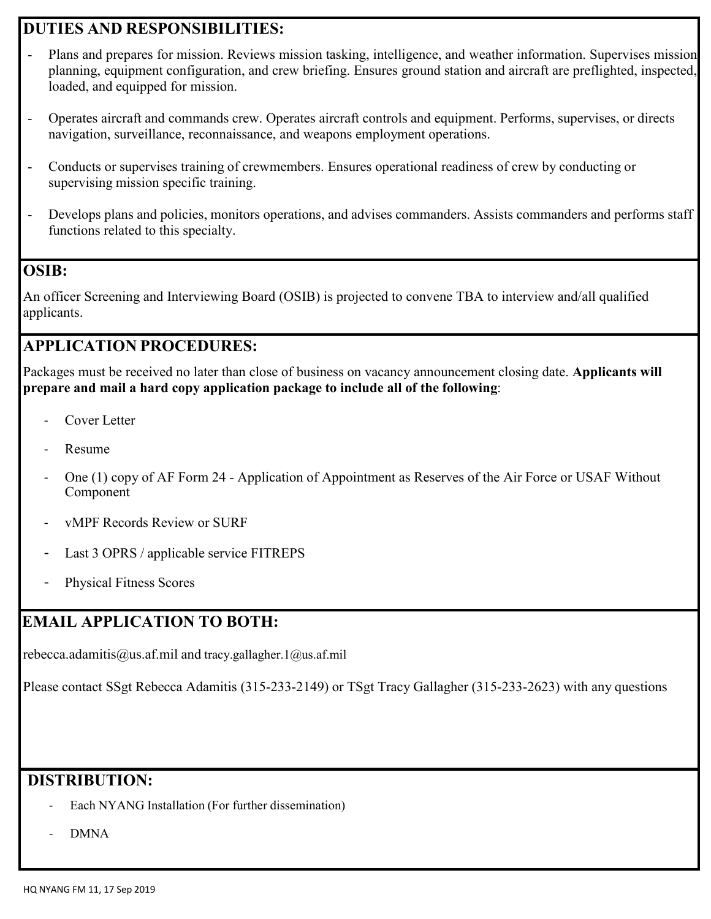## DUTIES AND RESPONSIBILITIES:

- Plans and prepares for mission. Reviews mission tasking, intelligence, and weather information. Supervises mission planning, equipment configuration, and crew briefing. Ensures ground station and aircraft are preflighted, inspected, loaded, and equipped for mission.
- Operates aircraft and commands crew. Operates aircraft controls and equipment. Performs, supervises, or directs navigation, surveillance, reconnaissance, and weapons employment operations.
- Conducts or supervises training of crewmembers. Ensures operational readiness of crew by conducting or supervising mission specific training.
- Develops plans and policies, monitors operations, and advises commanders. Assists commanders and performs staff functions related to this specialty.

## OSIB:

An officer Screening and Interviewing Board (OSIB) is projected to convene TBA to interview and/all qualified applicants.

## APPLICATION PROCEDURES:

Packages must be received no later than close of business on vacancy announcement closing date. **Applicants will prepare and mail a hard copy application package to include all of the following**:

- Cover Letter
- Resume
- One (1) copy of AF Form 24 - Application of Appointment as Reserves of the Air Force or USAF Without Component
- vMPF Records Review or SURF
- Last 3 OPRS / applicable service FITREPS
- Physical Fitness Scores

## EMAIL APPLICATION TO BOTH:

rebecca.adamitis@us.af.mil and tracy.gallagher.1@us.af.mil

Please contact SSgt Rebecca Adamitis (315-233-2149) or TSgt Tracy Gallagher (315-233-2623) with any questions

## DISTRIBUTION:

- Each NYANG Installation (For further dissemination)
- DMNA

HQ NYANG FM 11, 17 Sep 2019